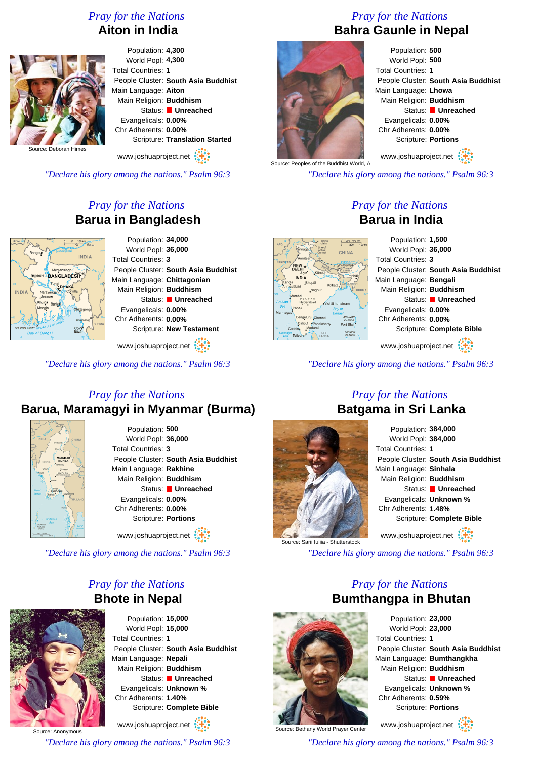## Pray for the Nations
### Aiton in India

Source: Deborah Himes

Population: **4,300**
World Popl: **4,300**
Total Countries: **1**
People Cluster: **South Asia Buddhist**
Main Language: **Aiton**
Main Religion: **Buddhism**
Status: **Unreached**
Evangelicals: **0.00%**
Chr Adherents: **0.00%**
Scripture: **Translation Started**

www.joshuaproject.net

*"Declare his glory among the nations." Psalm 96:3*

## Pray for the Nations
### Bahra Gaunle in Nepal

Source: Peoples of the Buddhist World, A

Population: **500**
World Popl: **500**
Total Countries: **1**
People Cluster: **South Asia Buddhist**
Main Language: **Lhowa**
Main Religion: **Buddhism**
Status: **Unreached**
Evangelicals: **0.00%**
Chr Adherents: **0.00%**
Scripture: **Portions**

www.joshuaproject.net

*"Declare his glory among the nations." Psalm 96:3*

## Pray for the Nations
### Barua in Bangladesh

Population: **34,000**
World Popl: **36,000**
Total Countries: **3**
People Cluster: **South Asia Buddhist**
Main Language: **Chittagonian**
Main Religion: **Buddhism**
Status: **Unreached**
Evangelicals: **0.00%**
Chr Adherents: **0.00%**
Scripture: **New Testament**

www.joshuaproject.net

*"Declare his glory among the nations." Psalm 96:3*

## Pray for the Nations
### Barua in India

Population: **1,500**
World Popl: **36,000**
Total Countries: **3**
People Cluster: **South Asia Buddhist**
Main Language: **Bengali**
Main Religion: **Buddhism**
Status: **Unreached**
Evangelicals: **0.00%**
Chr Adherents: **0.00%**
Scripture: **Complete Bible**

www.joshuaproject.net

*"Declare his glory among the nations." Psalm 96:3*

## Pray for the Nations
### Barua, Maramagyi in Myanmar (Burma)

Population: **500**
World Popl: **36,000**
Total Countries: **3**
People Cluster: **South Asia Buddhist**
Main Language: **Rakhine**
Main Religion: **Buddhism**
Status: **Unreached**
Evangelicals: **0.00%**
Chr Adherents: **0.00%**
Scripture: **Portions**

www.joshuaproject.net

*"Declare his glory among the nations." Psalm 96:3*

## Pray for the Nations
### Batgama in Sri Lanka

Source: Sarii Iuliia - Shutterstock

Population: **384,000**
World Popl: **384,000**
Total Countries: **1**
People Cluster: **South Asia Buddhist**
Main Language: **Sinhala**
Main Religion: **Buddhism**
Status: **Unreached**
Evangelicals: **Unknown %**
Chr Adherents: **1.48%**
Scripture: **Complete Bible**

www.joshuaproject.net

*"Declare his glory among the nations." Psalm 96:3*

## Pray for the Nations
### Bhote in Nepal

Source: Anonymous

Population: **15,000**
World Popl: **15,000**
Total Countries: **1**
People Cluster: **South Asia Buddhist**
Main Language: **Nepali**
Main Religion: **Buddhism**
Status: **Unreached**
Evangelicals: **Unknown %**
Chr Adherents: **1.40%**
Scripture: **Complete Bible**

www.joshuaproject.net

*"Declare his glory among the nations." Psalm 96:3*

## Pray for the Nations
### Bumthangpa in Bhutan

Source: Bethany World Prayer Center

Population: **23,000**
World Popl: **23,000**
Total Countries: **1**
People Cluster: **South Asia Buddhist**
Main Language: **Bumthangkha**
Main Religion: **Buddhism**
Status: **Unreached**
Evangelicals: **Unknown %**
Chr Adherents: **0.59%**
Scripture: **Portions**

www.joshuaproject.net

*"Declare his glory among the nations." Psalm 96:3*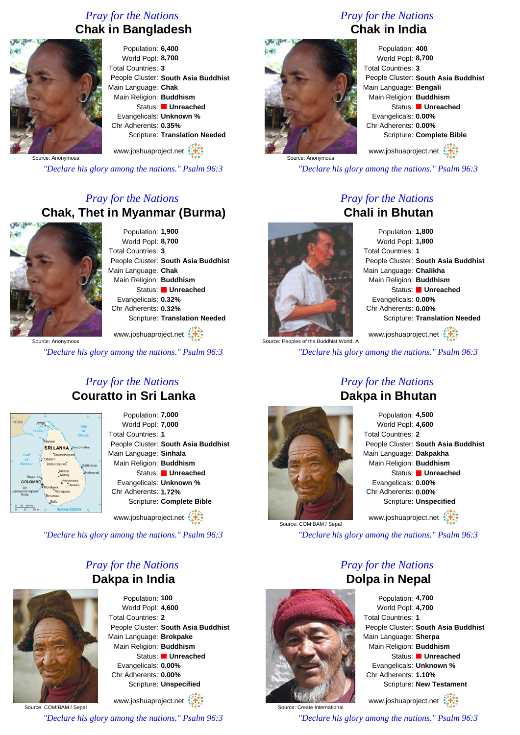## Pray for the Nations
# Chak in Bangladesh

Source: Anonymous

Population: **6,400**
World Popl: **8,700**
Total Countries: **3**
People Cluster: **South Asia Buddhist**
Main Language: **Chak**
Main Religion: **Buddhism**
Status: **Unreached**
Evangelicals: **Unknown %**
Chr Adherents: **0.35%**
Scripture: **Translation Needed**

www.joshuaproject.net

*"Declare his glory among the nations." Psalm 96:3*

## Pray for the Nations
# Chak in India

Source: Anonymous

Population: **400**
World Popl: **8,700**
Total Countries: **3**
People Cluster: **South Asia Buddhist**
Main Language: **Bengali**
Main Religion: **Buddhism**
Status: **Unreached**
Evangelicals: **0.00%**
Chr Adherents: **0.00%**
Scripture: **Complete Bible**

www.joshuaproject.net

*"Declare his glory among the nations." Psalm 96:3*

## Pray for the Nations
# Chak, Thet in Myanmar (Burma)

Source: Anonymous

Population: **1,900**
World Popl: **8,700**
Total Countries: **3**
People Cluster: **South Asia Buddhist**
Main Language: **Chak**
Main Religion: **Buddhism**
Status: **Unreached**
Evangelicals: **0.32%**
Chr Adherents: **0.32%**
Scripture: **Translation Needed**

www.joshuaproject.net

*"Declare his glory among the nations." Psalm 96:3*

## Pray for the Nations
# Chali in Bhutan

Source: Peoples of the Buddhist World, A

Population: **1,800**
World Popl: **1,800**
Total Countries: **3**
People Cluster: **South Asia Buddhist**
Main Language: **Chalikha**
Main Religion: **Buddhism**
Status: **Unreached**
Evangelicals: **0.00%**
Chr Adherents: **0.00%**
Scripture: **Translation Needed**

www.joshuaproject.net

*"Declare his glory among the nations." Psalm 96:3*

## Pray for the Nations
# Couratto in Sri Lanka

Population: **7,000**
World Popl: **7,000**
Total Countries: **1**
People Cluster: **South Asia Buddhist**
Main Language: **Sinhala**
Main Religion: **Buddhism**
Status: **Unreached**
Evangelicals: **Unknown %**
Chr Adherents: **1.72%**
Scripture: **Complete Bible**

www.joshuaproject.net

*"Declare his glory among the nations." Psalm 96:3*

## Pray for the Nations
# Dakpa in Bhutan

Source: COMIBAM / Sepal

Population: **4,500**
World Popl: **4,600**
Total Countries: **2**
People Cluster: **South Asia Buddhist**
Main Language: **Dakpakha**
Main Religion: **Buddhism**
Status: **Unreached**
Evangelicals: **0.00%**
Chr Adherents: **0.00%**
Scripture: **Unspecified**

www.joshuaproject.net

*"Declare his glory among the nations." Psalm 96:3*

## Pray for the Nations
# Dakpa in India

Source: COMIBAM / Sepal

Population: **100**
World Popl: **4,600**
Total Countries: **2**
People Cluster: **South Asia Buddhist**
Main Language: **Brokpake**
Main Religion: **Buddhism**
Status: **Unreached**
Evangelicals: **0.00%**
Chr Adherents: **0.00%**
Scripture: **Unspecified**

www.joshuaproject.net

*"Declare his glory among the nations." Psalm 96:3*

## Pray for the Nations
# Dolpa in Nepal

Source: Create International

Population: **4,700**
World Popl: **4,700**
Total Countries: **1**
People Cluster: **South Asia Buddhist**
Main Language: **Sherpa**
Main Religion: **Buddhism**
Status: **Unreached**
Evangelicals: **Unknown %**
Chr Adherents: **1.10%**
Scripture: **New Testament**

www.joshuaproject.net

*"Declare his glory among the nations." Psalm 96:3*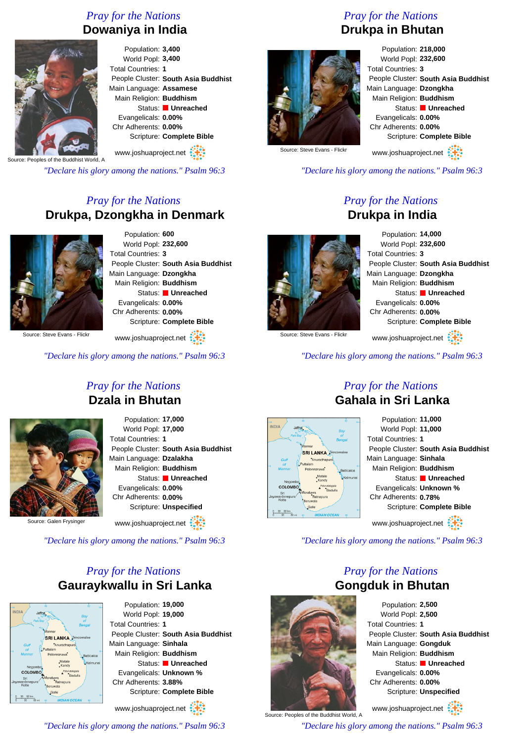## Pray for the Nations
# Dowaniya in India

Source: Peoples of the Buddhist World, A

Population: **3,400**
World Popl: **3,400**
Total Countries: **1**
People Cluster: **South Asia Buddhist**
Main Language: **Assamese**
Main Religion: **Buddhism**
Status: **Unreached**
Evangelicals: **0.00%**
Chr Adherents: **0.00%**
Scripture: **Complete Bible**

www.joshuaproject.net

*"Declare his glory among the nations." Psalm 96:3*

## Pray for the Nations
# Drukpa in Bhutan

Source: Steve Evans - Flickr

Population: **218,000**
World Popl: **232,600**
Total Countries: **3**
People Cluster: **South Asia Buddhist**
Main Language: **Dzongkha**
Main Religion: **Buddhism**
Status: **Unreached**
Evangelicals: **0.00%**
Chr Adherents: **0.00%**
Scripture: **Complete Bible**

www.joshuaproject.net

*"Declare his glory among the nations." Psalm 96:3*

## Pray for the Nations
# Drukpa, Dzongkha in Denmark

Source: Steve Evans - Flickr

Population: **600**
World Popl: **232,600**
Total Countries: **3**
People Cluster: **South Asia Buddhist**
Main Language: **Dzongkha**
Main Religion: **Buddhism**
Status: **Unreached**
Evangelicals: **0.00%**
Chr Adherents: **0.00%**
Scripture: **Complete Bible**

www.joshuaproject.net

*"Declare his glory among the nations." Psalm 96:3*

## Pray for the Nations
# Drukpa in India

Source: Steve Evans - Flickr

Population: **14,000**
World Popl: **232,600**
Total Countries: **3**
People Cluster: **South Asia Buddhist**
Main Language: **Dzongkha**
Main Religion: **Buddhism**
Status: **Unreached**
Evangelicals: **0.00%**
Chr Adherents: **0.00%**
Scripture: **Complete Bible**

www.joshuaproject.net

*"Declare his glory among the nations." Psalm 96:3*

## Pray for the Nations
# Dzala in Bhutan

Source: Galen Frysinger

Population: **17,000**
World Popl: **17,000**
Total Countries: **1**
People Cluster: **South Asia Buddhist**
Main Language: **Dzalakha**
Main Religion: **Buddhism**
Status: **Unreached**
Evangelicals: **0.00%**
Chr Adherents: **0.00%**
Scripture: **Unspecified**

www.joshuaproject.net

*"Declare his glory among the nations." Psalm 96:3*

## Pray for the Nations
# Gahala in Sri Lanka

Population: **11,000**
World Popl: **11,000**
Total Countries: **1**
People Cluster: **South Asia Buddhist**
Main Language: **Sinhala**
Main Religion: **Buddhism**
Status: **Unreached**
Evangelicals: **Unknown %**
Chr Adherents: **0.78%**
Scripture: **Complete Bible**

www.joshuaproject.net

*"Declare his glory among the nations." Psalm 96:3*

## Pray for the Nations
# Gauraykwallu in Sri Lanka

Population: **19,000**
World Popl: **19,000**
Total Countries: **1**
People Cluster: **South Asia Buddhist**
Main Language: **Sinhala**
Main Religion: **Buddhism**
Status: **Unreached**
Evangelicals: **Unknown %**
Chr Adherents: **3.88%**
Scripture: **Complete Bible**

www.joshuaproject.net

*"Declare his glory among the nations." Psalm 96:3*

## Pray for the Nations
# Gongduk in Bhutan

Source: Peoples of the Buddhist World, A

Population: **2,500**
World Popl: **2,500**
Total Countries: **1**
People Cluster: **South Asia Buddhist**
Main Language: **Gongduk**
Main Religion: **Buddhism**
Status: **Unreached**
Evangelicals: **0.00%**
Chr Adherents: **0.00%**
Scripture: **Unspecified**

www.joshuaproject.net

*"Declare his glory among the nations." Psalm 96:3*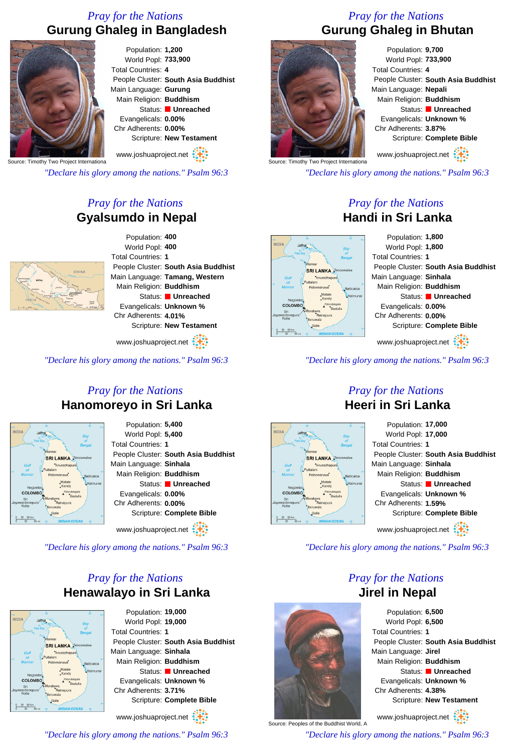*Pray for the Nations*

## Gurung Ghaleg in Bangladesh

Source: Timothy Two Project Internationa

Population: **1,200**
World Popl: **733,900**
Total Countries: **4**
People Cluster: **South Asia Buddhist**
Main Language: **Gurung**
Main Religion: **Buddhism**
Status: **Unreached**
Evangelicals: **0.00%**
Chr Adherents: **0.00%**
Scripture: **New Testament**

www.joshuaproject.net

*"Declare his glory among the nations." Psalm 96:3*

*Pray for the Nations*

## Gurung Ghaleg in Bhutan

Source: Timothy Two Project Internationa

Population: **9,700**
World Popl: **733,900**
Total Countries: **4**
People Cluster: **South Asia Buddhist**
Main Language: **Nepali**
Main Religion: **Buddhism**
Status: **Unreached**
Evangelicals: **Unknown %**
Chr Adherents: **3.87%**
Scripture: **Complete Bible**

www.joshuaproject.net

*"Declare his glory among the nations." Psalm 96:3*

*Pray for the Nations*

## Gyalsumdo in Nepal

Population: **400**
World Popl: **400**
Total Countries: **1**
People Cluster: **South Asia Buddhist**
Main Language: **Tamang, Western**
Main Religion: **Buddhism**
Status: **Unreached**
Evangelicals: **Unknown %**
Chr Adherents: **4.01%**
Scripture: **New Testament**

www.joshuaproject.net

*"Declare his glory among the nations." Psalm 96:3*

*Pray for the Nations*

## Handi in Sri Lanka

Population: **1,800**
World Popl: **1,800**
Total Countries: **1**
People Cluster: **South Asia Buddhist**
Main Language: **Sinhala**
Main Religion: **Buddhism**
Status: **Unreached**
Evangelicals: **0.00%**
Chr Adherents: **0.00%**
Scripture: **Complete Bible**

www.joshuaproject.net

*"Declare his glory among the nations." Psalm 96:3*

*Pray for the Nations*

## Hanomoreyo in Sri Lanka

Population: **5,400**
World Popl: **5,400**
Total Countries: **1**
People Cluster: **South Asia Buddhist**
Main Language: **Sinhala**
Main Religion: **Buddhism**
Status: **Unreached**
Evangelicals: **0.00%**
Chr Adherents: **0.00%**
Scripture: **Complete Bible**

www.joshuaproject.net

*"Declare his glory among the nations." Psalm 96:3*

*Pray for the Nations*

## Heeri in Sri Lanka

Population: **17,000**
World Popl: **17,000**
Total Countries: **1**
People Cluster: **South Asia Buddhist**
Main Language: **Sinhala**
Main Religion: **Buddhism**
Status: **Unreached**
Evangelicals: **Unknown %**
Chr Adherents: **1.59%**
Scripture: **Complete Bible**

www.joshuaproject.net

*"Declare his glory among the nations." Psalm 96:3*

*Pray for the Nations*

## Henawalayo in Sri Lanka

Population: **19,000**
World Popl: **19,000**
Total Countries: **1**
People Cluster: **South Asia Buddhist**
Main Language: **Sinhala**
Main Religion: **Buddhism**
Status: **Unreached**
Evangelicals: **Unknown %**
Chr Adherents: **3.71%**
Scripture: **Complete Bible**

www.joshuaproject.net

*"Declare his glory among the nations." Psalm 96:3*

*Pray for the Nations*

## Jirel in Nepal

Source: Peoples of the Buddhist World, A

Population: **6,500**
World Popl: **6,500**
Total Countries: **1**
People Cluster: **South Asia Buddhist**
Main Language: **Jirel**
Main Religion: **Buddhism**
Status: **Unreached**
Evangelicals: **Unknown %**
Chr Adherents: **4.38%**
Scripture: **New Testament**

www.joshuaproject.net

*"Declare his glory among the nations." Psalm 96:3*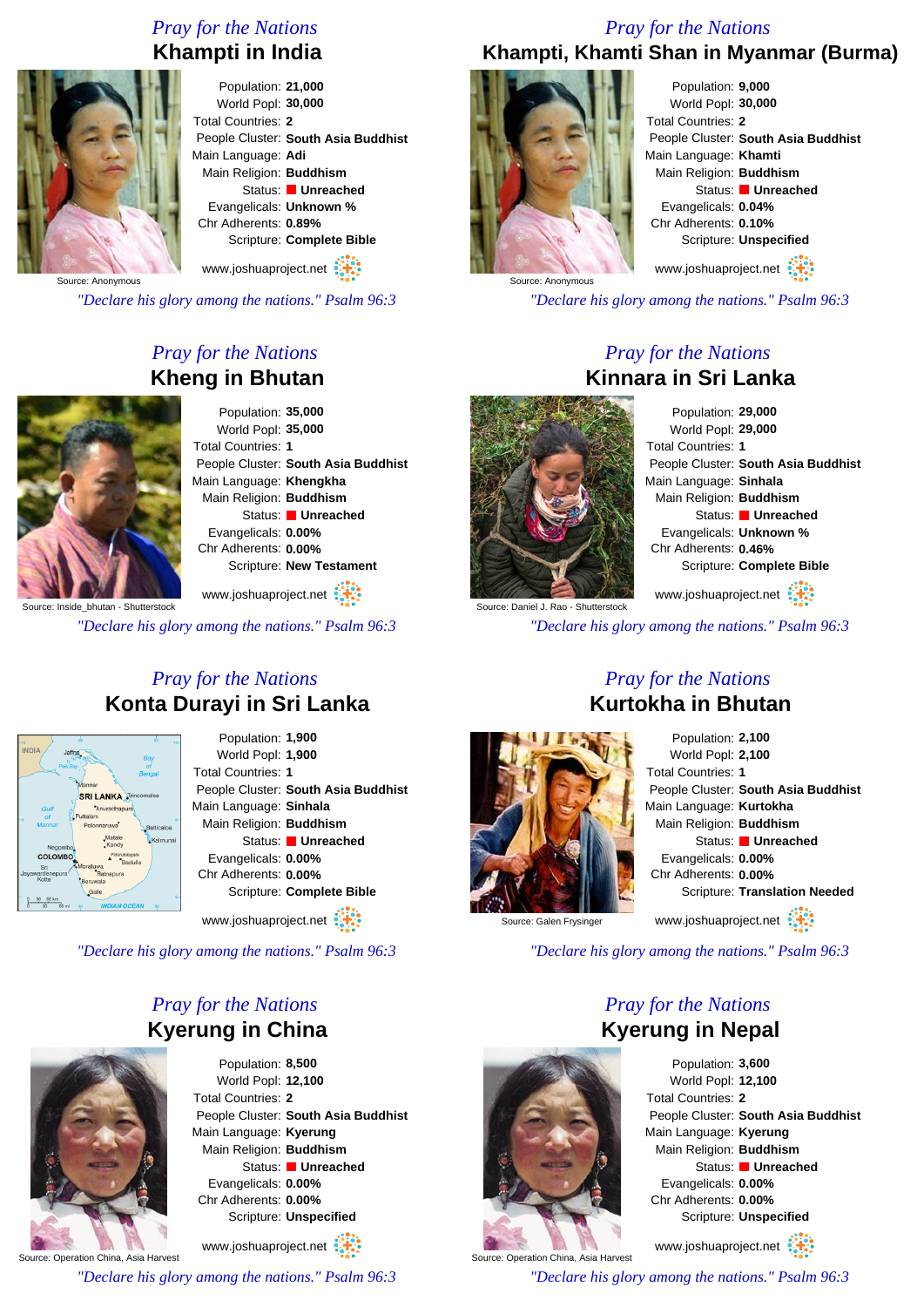## *Pray for the Nations*

# Khampti in India

Population: **21,000**
World Popl: **30,000**
Total Countries: **2**
People Cluster: **South Asia Buddhist**
Main Language: **Adi**
Main Religion: **Buddhism**
Status: **Unreached**
Evangelicals: **Unknown %**
Chr Adherents: **0.89%**
Scripture: **Complete Bible**

Source: Anonymous

www.joshuaproject.net

*"Declare his glory among the nations." Psalm 96:3*

## *Pray for the Nations*

# Khampti, Khamti Shan in Myanmar (Burma)

Population: **9,000**
World Popl: **30,000**
Total Countries: **2**
People Cluster: **South Asia Buddhist**
Main Language: **Khamti**
Main Religion: **Buddhism**
Status: **Unreached**
Evangelicals: **0.04%**
Chr Adherents: **0.10%**
Scripture: **Unspecified**

Source: Anonymous

www.joshuaproject.net

*"Declare his glory among the nations." Psalm 96:3*

## *Pray for the Nations*

# Kheng in Bhutan

Population: **35,000**
World Popl: **35,000**
Total Countries: **1**
People Cluster: **South Asia Buddhist**
Main Language: **Khengkha**
Main Religion: **Buddhism**
Status: **Unreached**
Evangelicals: **0.00%**
Chr Adherents: **0.00%**
Scripture: **New Testament**

Source: Inside_bhutan - Shutterstock

www.joshuaproject.net

*"Declare his glory among the nations." Psalm 96:3*

## *Pray for the Nations*

# Kinnara in Sri Lanka

Population: **29,000**
World Popl: **29,000**
Total Countries: **1**
People Cluster: **South Asia Buddhist**
Main Language: **Sinhala**
Main Religion: **Buddhism**
Status: **Unreached**
Evangelicals: **Unknown %**
Chr Adherents: **0.46%**
Scripture: **Complete Bible**

Source: Daniel J. Rao - Shutterstock

www.joshuaproject.net

*"Declare his glory among the nations." Psalm 96:3*

## *Pray for the Nations*

# Konta Durayi in Sri Lanka

Population: **1,900**
World Popl: **1,900**
Total Countries: **1**
People Cluster: **South Asia Buddhist**
Main Language: **Sinhala**
Main Religion: **Buddhism**
Status: **Unreached**
Evangelicals: **0.00%**
Chr Adherents: **0.00%**
Scripture: **Complete Bible**

www.joshuaproject.net

*"Declare his glory among the nations." Psalm 96:3*

## *Pray for the Nations*

# Kurtokha in Bhutan

Population: **2,100**
World Popl: **2,100**
Total Countries: **1**
People Cluster: **South Asia Buddhist**
Main Language: **Kurtokha**
Main Religion: **Buddhism**
Status: **Unreached**
Evangelicals: **0.00%**
Chr Adherents: **0.00%**
Scripture: **Translation Needed**

Source: Galen Frysinger

www.joshuaproject.net

*"Declare his glory among the nations." Psalm 96:3*

## *Pray for the Nations*

# Kyerung in China

Population: **8,500**
World Popl: **12,100**
Total Countries: **2**
People Cluster: **South Asia Buddhist**
Main Language: **Kyerung**
Main Religion: **Buddhism**
Status: **Unreached**
Evangelicals: **0.00%**
Chr Adherents: **0.00%**
Scripture: **Unspecified**

Source: Operation China, Asia Harvest

www.joshuaproject.net

*"Declare his glory among the nations." Psalm 96:3*

## *Pray for the Nations*

# Kyerung in Nepal

Population: **3,600**
World Popl: **12,100**
Total Countries: **2**
People Cluster: **South Asia Buddhist**
Main Language: **Kyerung**
Main Religion: **Buddhism**
Status: **Unreached**
Evangelicals: **0.00%**
Chr Adherents: **0.00%**
Scripture: **Unspecified**

Source: Operation China, Asia Harvest

www.joshuaproject.net

*"Declare his glory among the nations." Psalm 96:3*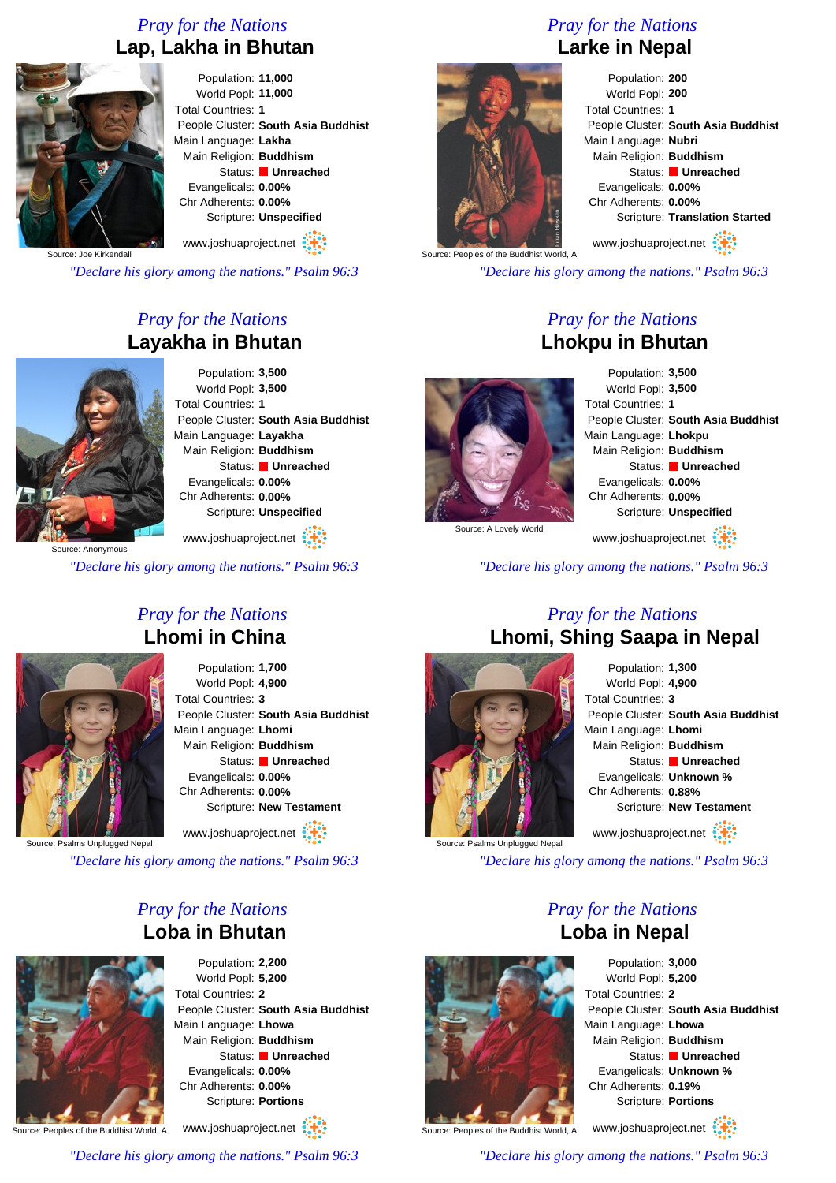## Pray for the Nations
### Lap, Lakha in Bhutan

Source: Joe Kirkendall

Population: **11,000**
World Popl: **11,000**
Total Countries: **1**
People Cluster: **South Asia Buddhist**
Main Language: **Lakha**
Main Religion: **Buddhism**
Status: **Unreached**
Evangelicals: **0.00%**
Chr Adherents: **0.00%**
Scripture: **Unspecified**

www.joshuaproject.net

*"Declare his glory among the nations." Psalm 96:3*

## Pray for the Nations
### Larke in Nepal

Source: Peoples of the Buddhist World, A

Population: **200**
World Popl: **200**
Total Countries: **1**
People Cluster: **South Asia Buddhist**
Main Language: **Nubri**
Main Religion: **Buddhism**
Status: **Unreached**
Evangelicals: **0.00%**
Chr Adherents: **0.00%**
Scripture: **Translation Started**

www.joshuaproject.net

*"Declare his glory among the nations." Psalm 96:3*

## Pray for the Nations
### Layakha in Bhutan

Source: Anonymous

Population: **3,500**
World Popl: **3,500**
Total Countries: **1**
People Cluster: **South Asia Buddhist**
Main Language: **Layakha**
Main Religion: **Buddhism**
Status: **Unreached**
Evangelicals: **0.00%**
Chr Adherents: **0.00%**
Scripture: **Unspecified**

www.joshuaproject.net

*"Declare his glory among the nations." Psalm 96:3*

## Pray for the Nations
### Lhokpu in Bhutan

Source: A Lovely World

Population: **3,500**
World Popl: **3,500**
Total Countries: **1**
People Cluster: **South Asia Buddhist**
Main Language: **Lhokpu**
Main Religion: **Buddhism**
Status: **Unreached**
Evangelicals: **0.00%**
Chr Adherents: **0.00%**
Scripture: **Unspecified**

www.joshuaproject.net

*"Declare his glory among the nations." Psalm 96:3*

## Pray for the Nations
### Lhomi in China

Source: Psalms Unplugged Nepal

Population: **1,700**
World Popl: **4,900**
Total Countries: **3**
People Cluster: **South Asia Buddhist**
Main Language: **Lhomi**
Main Religion: **Buddhism**
Status: **Unreached**
Evangelicals: **0.00%**
Chr Adherents: **0.00%**
Scripture: **New Testament**

www.joshuaproject.net

*"Declare his glory among the nations." Psalm 96:3*

## Pray for the Nations
### Lhomi, Shing Saapa in Nepal

Source: Psalms Unplugged Nepal

Population: **1,300**
World Popl: **4,900**
Total Countries: **3**
People Cluster: **South Asia Buddhist**
Main Language: **Lhomi**
Main Religion: **Buddhism**
Status: **Unreached**
Evangelicals: **Unknown %**
Chr Adherents: **0.88%**
Scripture: **New Testament**

www.joshuaproject.net

*"Declare his glory among the nations." Psalm 96:3*

## Pray for the Nations
### Loba in Bhutan

Source: Peoples of the Buddhist World, A

Population: **2,200**
World Popl: **5,200**
Total Countries: **2**
People Cluster: **South Asia Buddhist**
Main Language: **Lhowa**
Main Religion: **Buddhism**
Status: **Unreached**
Evangelicals: **0.00%**
Chr Adherents: **0.00%**
Scripture: **Portions**

www.joshuaproject.net

*"Declare his glory among the nations." Psalm 96:3*

## Pray for the Nations
### Loba in Nepal

Source: Peoples of the Buddhist World, A

Population: **3,000**
World Popl: **5,200**
Total Countries: **2**
People Cluster: **South Asia Buddhist**
Main Language: **Lhowa**
Main Religion: **Buddhism**
Status: **Unreached**
Evangelicals: **Unknown %**
Chr Adherents: **0.19%**
Scripture: **Portions**

www.joshuaproject.net

*"Declare his glory among the nations." Psalm 96:3*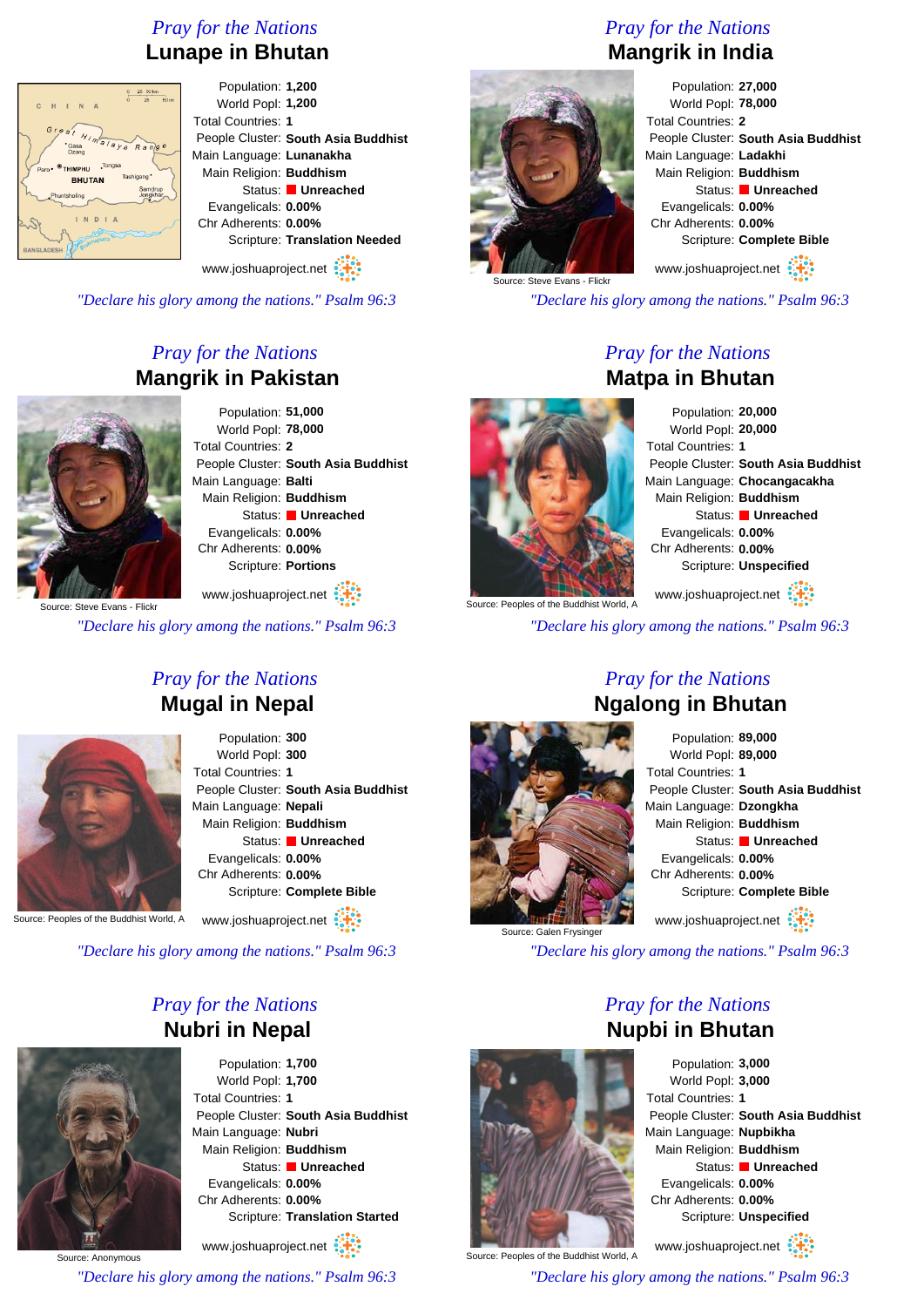*Pray for the Nations*

## Lunape in Bhutan

Population: **1,200**
World Popl: **1,200**
Total Countries: **1**
People Cluster: **South Asia Buddhist**
Main Language: **Lunanakha**
Main Religion: **Buddhism**
Status: **Unreached**
Evangelicals: **0.00%**
Chr Adherents: **0.00%**
Scripture: **Translation Needed**

www.joshuaproject.net

*"Declare his glory among the nations." Psalm 96:3*

*Pray for the Nations*

## Mangrik in India

Source: Steve Evans - Flickr

Population: **27,000**
World Popl: **78,000**
Total Countries: **2**
People Cluster: **South Asia Buddhist**
Main Language: **Ladakhi**
Main Religion: **Buddhism**
Status: **Unreached**
Evangelicals: **0.00%**
Chr Adherents: **0.00%**
Scripture: **Complete Bible**

www.joshuaproject.net

*"Declare his glory among the nations." Psalm 96:3*

*Pray for the Nations*

## Mangrik in Pakistan

Source: Steve Evans - Flickr

Population: **51,000**
World Popl: **78,000**
Total Countries: **2**
People Cluster: **South Asia Buddhist**
Main Language: **Balti**
Main Religion: **Buddhism**
Status: **Unreached**
Evangelicals: **0.00%**
Chr Adherents: **0.00%**
Scripture: **Portions**

www.joshuaproject.net

*"Declare his glory among the nations." Psalm 96:3*

*Pray for the Nations*

## Matpa in Bhutan

Source: Peoples of the Buddhist World, A

Population: **20,000**
World Popl: **20,000**
Total Countries: **1**
People Cluster: **South Asia Buddhist**
Main Language: **Chocangacakha**
Main Religion: **Buddhism**
Status: **Unreached**
Evangelicals: **0.00%**
Chr Adherents: **0.00%**
Scripture: **Unspecified**

www.joshuaproject.net

*"Declare his glory among the nations." Psalm 96:3*

*Pray for the Nations*

## Mugal in Nepal

Source: Peoples of the Buddhist World, A

Population: **300**
World Popl: **300**
Total Countries: **1**
People Cluster: **South Asia Buddhist**
Main Language: **Nepali**
Main Religion: **Buddhism**
Status: **Unreached**
Evangelicals: **0.00%**
Chr Adherents: **0.00%**
Scripture: **Complete Bible**

www.joshuaproject.net

*"Declare his glory among the nations." Psalm 96:3*

*Pray for the Nations*

## Ngalong in Bhutan

Source: Galen Frysinger

Population: **89,000**
World Popl: **89,000**
Total Countries: **1**
People Cluster: **South Asia Buddhist**
Main Language: **Dzongkha**
Main Religion: **Buddhism**
Status: **Unreached**
Evangelicals: **0.00%**
Chr Adherents: **0.00%**
Scripture: **Complete Bible**

www.joshuaproject.net

*"Declare his glory among the nations." Psalm 96:3*

*Pray for the Nations*

## Nubri in Nepal

Source: Anonymous

Population: **1,700**
World Popl: **1,700**
Total Countries: **1**
People Cluster: **South Asia Buddhist**
Main Language: **Nubri**
Main Religion: **Buddhism**
Status: **Unreached**
Evangelicals: **0.00%**
Chr Adherents: **0.00%**
Scripture: **Translation Started**

www.joshuaproject.net

*"Declare his glory among the nations." Psalm 96:3*

*Pray for the Nations*

## Nupbi in Bhutan

Source: Peoples of the Buddhist World, A

Population: **3,000**
World Popl: **3,000**
Total Countries: **1**
People Cluster: **South Asia Buddhist**
Main Language: **Nupbikha**
Main Religion: **Buddhism**
Status: **Unreached**
Evangelicals: **0.00%**
Chr Adherents: **0.00%**
Scripture: **Unspecified**

www.joshuaproject.net

*"Declare his glory among the nations." Psalm 96:3*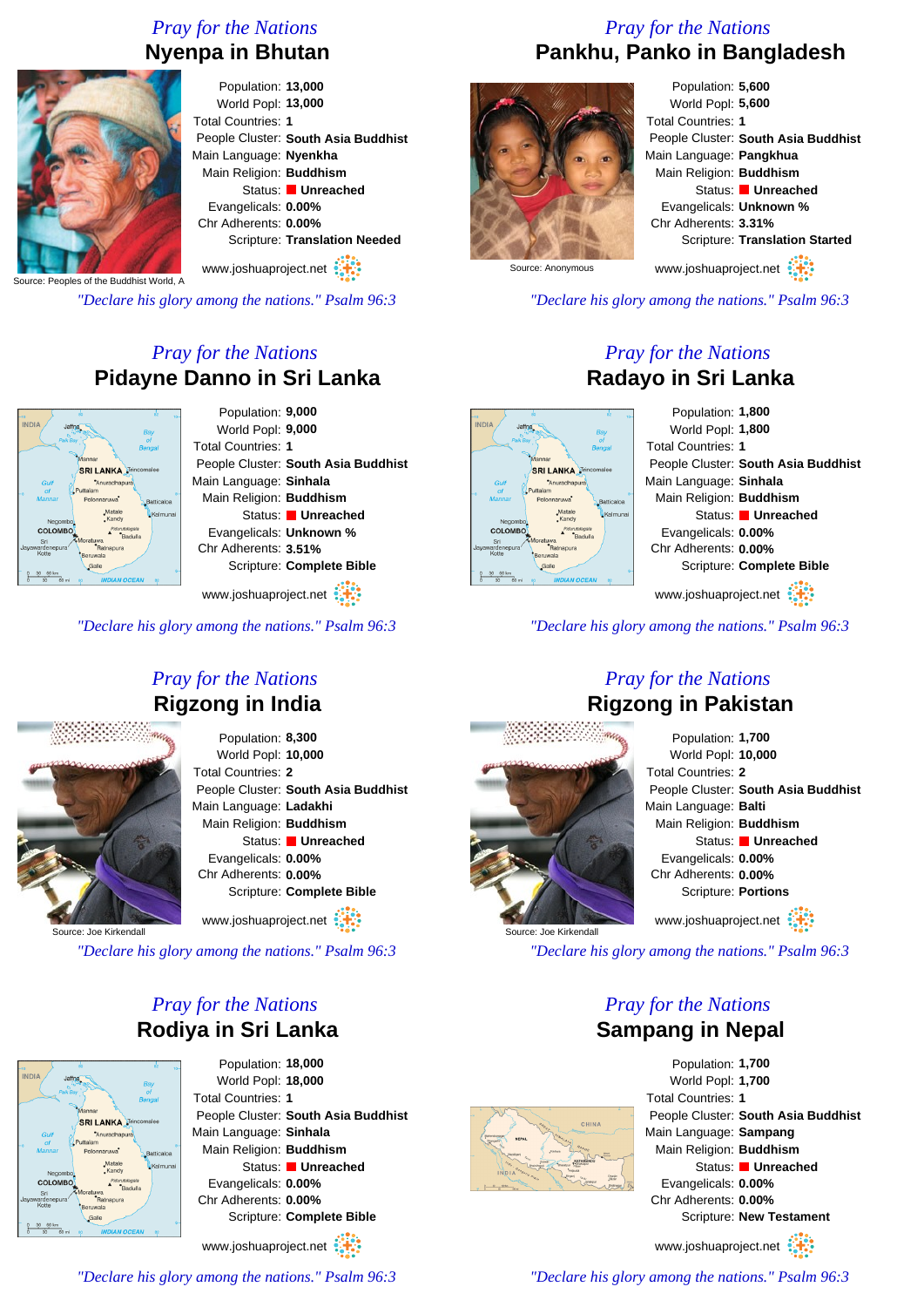## Pray for the Nations

# Nyenpa in Bhutan

Source: Peoples of the Buddhist World, A

Population: **13,000**
World Popl: **13,000**
Total Countries: **1**
People Cluster: **South Asia Buddhist**
Main Language: **Nyenkha**
Main Religion: **Buddhism**
Status: **Unreached**
Evangelicals: **0.00%**
Chr Adherents: **0.00%**
Scripture: **Translation Needed**

www.joshuaproject.net

*"Declare his glory among the nations." Psalm 96:3*

## Pray for the Nations

# Pankhu, Panko in Bangladesh

Source: Anonymous

Population: **5,600**
World Popl: **5,600**
Total Countries: **1**
People Cluster: **South Asia Buddhist**
Main Language: **Pangkhua**
Main Religion: **Buddhism**
Status: **Unreached**
Evangelicals: **Unknown %**
Chr Adherents: **3.31%**
Scripture: **Translation Started**

www.joshuaproject.net

*"Declare his glory among the nations." Psalm 96:3*

## Pray for the Nations

# Pidayne Danno in Sri Lanka

Population: **9,000**
World Popl: **9,000**
Total Countries: **1**
People Cluster: **South Asia Buddhist**
Main Language: **Sinhala**
Main Religion: **Buddhism**
Status: **Unreached**
Evangelicals: **Unknown %**
Chr Adherents: **3.51%**
Scripture: **Complete Bible**

www.joshuaproject.net

*"Declare his glory among the nations." Psalm 96:3*

## Pray for the Nations

# Radayo in Sri Lanka

Population: **1,800**
World Popl: **1,800**
Total Countries: **1**
People Cluster: **South Asia Buddhist**
Main Language: **Sinhala**
Main Religion: **Buddhism**
Status: **Unreached**
Evangelicals: **0.00%**
Chr Adherents: **0.00%**
Scripture: **Complete Bible**

www.joshuaproject.net

*"Declare his glory among the nations." Psalm 96:3*

## Pray for the Nations

# Rigzong in India

Source: Joe Kirkendall

Population: **8,300**
World Popl: **10,000**
Total Countries: **2**
People Cluster: **South Asia Buddhist**
Main Language: **Ladakhi**
Main Religion: **Buddhism**
Status: **Unreached**
Evangelicals: **0.00%**
Chr Adherents: **0.00%**
Scripture: **Complete Bible**

www.joshuaproject.net

*"Declare his glory among the nations." Psalm 96:3*

## Pray for the Nations

# Rigzong in Pakistan

Source: Joe Kirkendall

Population: **1,700**
World Popl: **10,000**
Total Countries: **2**
People Cluster: **South Asia Buddhist**
Main Language: **Balti**
Main Religion: **Buddhism**
Status: **Unreached**
Evangelicals: **0.00%**
Chr Adherents: **0.00%**
Scripture: **Portions**

www.joshuaproject.net

*"Declare his glory among the nations." Psalm 96:3*

## Pray for the Nations

# Rodiya in Sri Lanka

Population: **18,000**
World Popl: **18,000**
Total Countries: **1**
People Cluster: **South Asia Buddhist**
Main Language: **Sinhala**
Main Religion: **Buddhism**
Status: **Unreached**
Evangelicals: **0.00%**
Chr Adherents: **0.00%**
Scripture: **Complete Bible**

www.joshuaproject.net

*"Declare his glory among the nations." Psalm 96:3*

## Pray for the Nations

# Sampang in Nepal

Population: **1,700**
World Popl: **1,700**
Total Countries: **1**
People Cluster: **South Asia Buddhist**
Main Language: **Sampang**
Main Religion: **Buddhism**
Status: **Unreached**
Evangelicals: **0.00%**
Chr Adherents: **0.00%**
Scripture: **New Testament**

www.joshuaproject.net

*"Declare his glory among the nations." Psalm 96:3*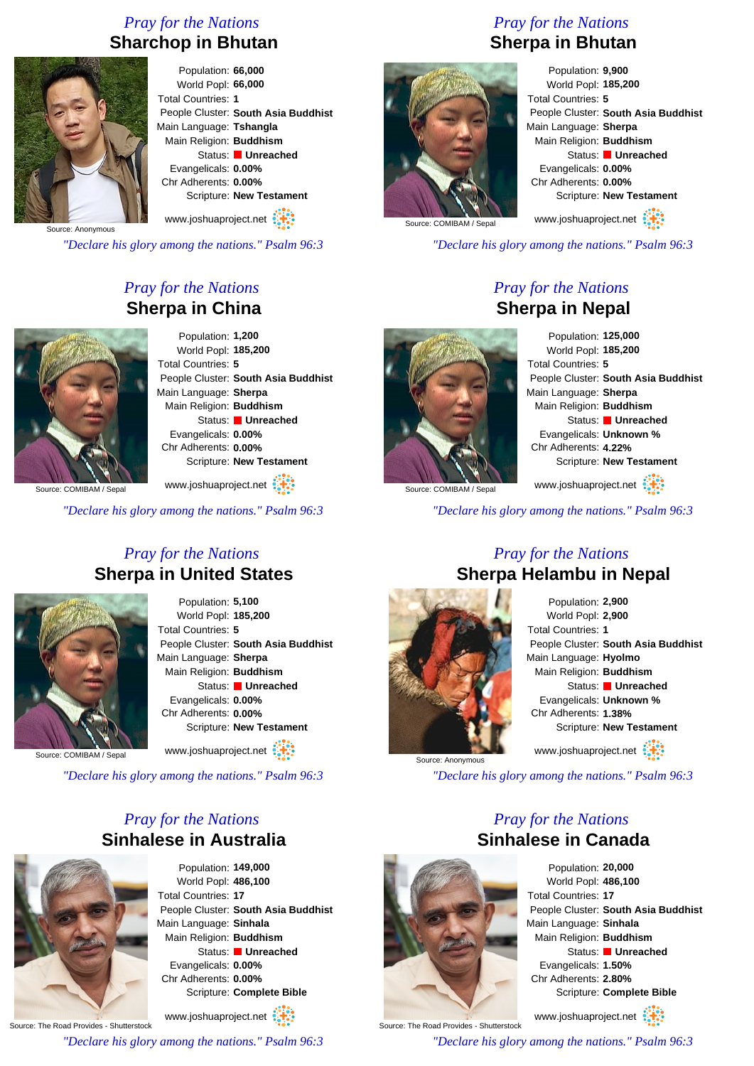*Pray for the Nations*

## Sharchop in Bhutan

Source: Anonymous

Population: **66,000**
World Popl: **66,000**
Total Countries: **1**
People Cluster: **South Asia Buddhist**
Main Language: **Tshangla**
Main Religion: **Buddhism**
Status: **Unreached**
Evangelicals: **0.00%**
Chr Adherents: **0.00%**
Scripture: **New Testament**

www.joshuaproject.net

*"Declare his glory among the nations." Psalm 96:3*

*Pray for the Nations*

## Sherpa in Bhutan

Source: COMIBAM / Sepal

Population: **9,900**
World Popl: **185,200**
Total Countries: **5**
People Cluster: **South Asia Buddhist**
Main Language: **Sherpa**
Main Religion: **Buddhism**
Status: **Unreached**
Evangelicals: **0.00%**
Chr Adherents: **0.00%**
Scripture: **New Testament**

www.joshuaproject.net

*"Declare his glory among the nations." Psalm 96:3*

*Pray for the Nations*

## Sherpa in China

Source: COMIBAM / Sepal

Population: **1,200**
World Popl: **185,200**
Total Countries: **5**
People Cluster: **South Asia Buddhist**
Main Language: **Sherpa**
Main Religion: **Buddhism**
Status: **Unreached**
Evangelicals: **0.00%**
Chr Adherents: **0.00%**
Scripture: **New Testament**

www.joshuaproject.net

*"Declare his glory among the nations." Psalm 96:3*

*Pray for the Nations*

## Sherpa in Nepal

Source: COMIBAM / Sepal

Population: **125,000**
World Popl: **185,200**
Total Countries: **5**
People Cluster: **South Asia Buddhist**
Main Language: **Sherpa**
Main Religion: **Buddhism**
Status: **Unreached**
Evangelicals: **Unknown %**
Chr Adherents: **4.22%**
Scripture: **New Testament**

www.joshuaproject.net

*"Declare his glory among the nations." Psalm 96:3*

*Pray for the Nations*

## Sherpa in United States

Source: COMIBAM / Sepal

Population: **5,100**
World Popl: **185,200**
Total Countries: **5**
People Cluster: **South Asia Buddhist**
Main Language: **Sherpa**
Main Religion: **Buddhism**
Status: **Unreached**
Evangelicals: **0.00%**
Chr Adherents: **0.00%**
Scripture: **New Testament**

www.joshuaproject.net

*"Declare his glory among the nations." Psalm 96:3*

*Pray for the Nations*

## Sherpa Helambu in Nepal

Source: Anonymous

Population: **2,900**
World Popl: **2,900**
Total Countries: **1**
People Cluster: **South Asia Buddhist**
Main Language: **Hyolmo**
Main Religion: **Buddhism**
Status: **Unreached**
Evangelicals: **Unknown %**
Chr Adherents: **1.38%**
Scripture: **New Testament**

www.joshuaproject.net

*"Declare his glory among the nations." Psalm 96:3*

*Pray for the Nations*

## Sinhalese in Australia

Source: The Road Provides - Shutterstock

Population: **149,000**
World Popl: **486,100**
Total Countries: **17**
People Cluster: **South Asia Buddhist**
Main Language: **Sinhala**
Main Religion: **Buddhism**
Status: **Unreached**
Evangelicals: **0.00%**
Chr Adherents: **0.00%**
Scripture: **Complete Bible**

www.joshuaproject.net

*"Declare his glory among the nations." Psalm 96:3*

*Pray for the Nations*

## Sinhalese in Canada

Source: The Road Provides - Shutterstock

Population: **20,000**
World Popl: **486,100**
Total Countries: **17**
People Cluster: **South Asia Buddhist**
Main Language: **Sinhala**
Main Religion: **Buddhism**
Status: **Unreached**
Evangelicals: **1.50%**
Chr Adherents: **2.80%**
Scripture: **Complete Bible**

www.joshuaproject.net

*"Declare his glory among the nations." Psalm 96:3*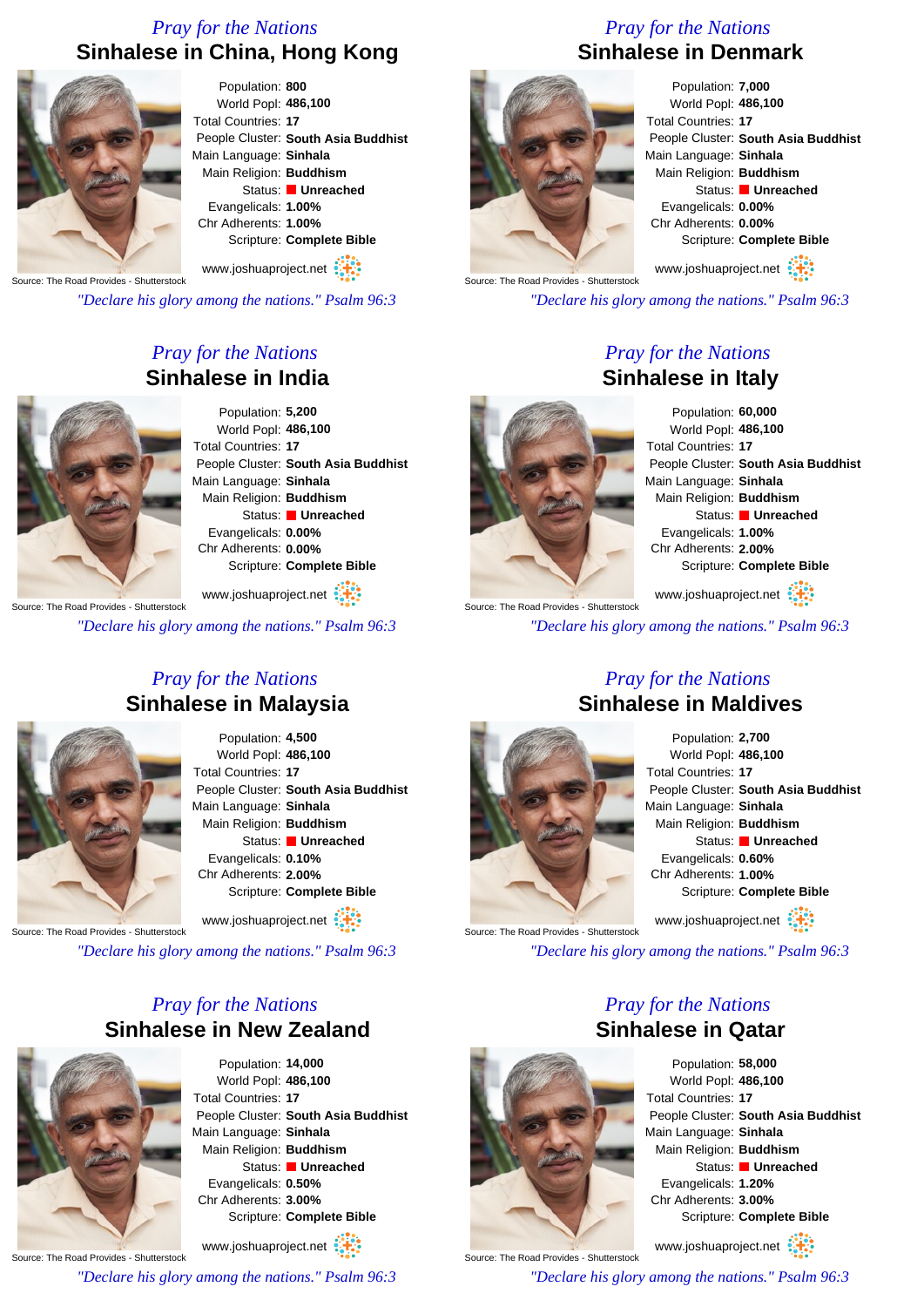*Pray for the Nations*

## Sinhalese in China, Hong Kong

Source: The Road Provides - Shutterstock

Population: **800**
World Popl: **486,100**
Total Countries: **17**
People Cluster: **South Asia Buddhist**
Main Language: **Sinhala**
Main Religion: **Buddhism**
Status: **Unreached**
Evangelicals: **1.00%**
Chr Adherents: **1.00%**
Scripture: **Complete Bible**

www.joshuaproject.net

*"Declare his glory among the nations." Psalm 96:3*

*Pray for the Nations*

## Sinhalese in Denmark

Source: The Road Provides - Shutterstock

Population: **7,000**
World Popl: **486,100**
Total Countries: **17**
People Cluster: **South Asia Buddhist**
Main Language: **Sinhala**
Main Religion: **Buddhism**
Status: **Unreached**
Evangelicals: **0.00%**
Chr Adherents: **0.00%**
Scripture: **Complete Bible**

www.joshuaproject.net

*"Declare his glory among the nations." Psalm 96:3*

*Pray for the Nations*

## Sinhalese in India

Source: The Road Provides - Shutterstock

Population: **5,200**
World Popl: **486,100**
Total Countries: **17**
People Cluster: **South Asia Buddhist**
Main Language: **Sinhala**
Main Religion: **Buddhism**
Status: **Unreached**
Evangelicals: **0.00%**
Chr Adherents: **0.00%**
Scripture: **Complete Bible**

www.joshuaproject.net

*"Declare his glory among the nations." Psalm 96:3*

*Pray for the Nations*

## Sinhalese in Italy

Source: The Road Provides - Shutterstock

Population: **60,000**
World Popl: **486,100**
Total Countries: **17**
People Cluster: **South Asia Buddhist**
Main Language: **Sinhala**
Main Religion: **Buddhism**
Status: **Unreached**
Evangelicals: **1.00%**
Chr Adherents: **2.00%**
Scripture: **Complete Bible**

www.joshuaproject.net

*"Declare his glory among the nations." Psalm 96:3*

*Pray for the Nations*

## Sinhalese in Malaysia

Source: The Road Provides - Shutterstock

Population: **4,500**
World Popl: **486,100**
Total Countries: **17**
People Cluster: **South Asia Buddhist**
Main Language: **Sinhala**
Main Religion: **Buddhism**
Status: **Unreached**
Evangelicals: **0.10%**
Chr Adherents: **2.00%**
Scripture: **Complete Bible**

www.joshuaproject.net

*"Declare his glory among the nations." Psalm 96:3*

*Pray for the Nations*

## Sinhalese in Maldives

Source: The Road Provides - Shutterstock

Population: **2,700**
World Popl: **486,100**
Total Countries: **17**
People Cluster: **South Asia Buddhist**
Main Language: **Sinhala**
Main Religion: **Buddhism**
Status: **Unreached**
Evangelicals: **0.60%**
Chr Adherents: **1.00%**
Scripture: **Complete Bible**

www.joshuaproject.net

*"Declare his glory among the nations." Psalm 96:3*

*Pray for the Nations*

## Sinhalese in New Zealand

Source: The Road Provides - Shutterstock

Population: **14,000**
World Popl: **486,100**
Total Countries: **17**
People Cluster: **South Asia Buddhist**
Main Language: **Sinhala**
Main Religion: **Buddhism**
Status: **Unreached**
Evangelicals: **0.50%**
Chr Adherents: **3.00%**
Scripture: **Complete Bible**

www.joshuaproject.net

*"Declare his glory among the nations." Psalm 96:3*

*Pray for the Nations*

## Sinhalese in Qatar

Source: The Road Provides - Shutterstock

Population: **58,000**
World Popl: **486,100**
Total Countries: **17**
People Cluster: **South Asia Buddhist**
Main Language: **Sinhala**
Main Religion: **Buddhism**
Status: **Unreached**
Evangelicals: **1.20%**
Chr Adherents: **3.00%**
Scripture: **Complete Bible**

www.joshuaproject.net

*"Declare his glory among the nations." Psalm 96:3*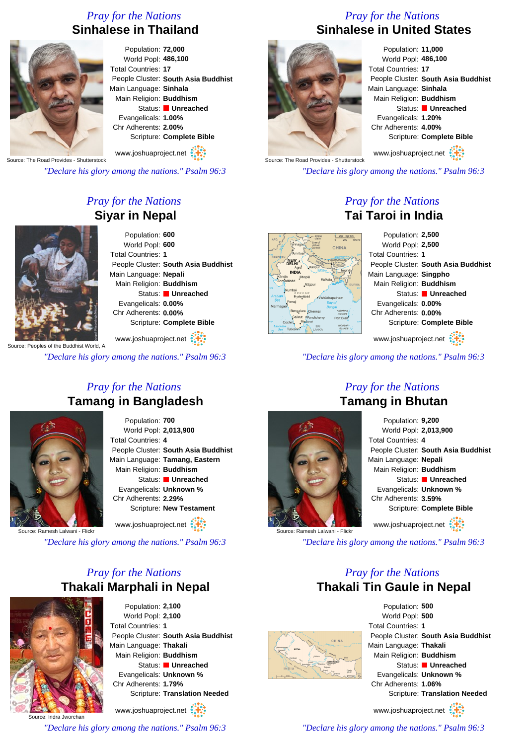*Pray for the Nations*

## Sinhalese in Thailand

Source: The Road Provides - Shutterstock

Population: **72,000**
World Popl: **486,100**
Total Countries: **17**
People Cluster: **South Asia Buddhist**
Main Language: **Sinhala**
Main Religion: **Buddhism**
Status: **Unreached**
Evangelicals: **1.00%**
Chr Adherents: **2.00%**
Scripture: **Complete Bible**

www.joshuaproject.net

*"Declare his glory among the nations." Psalm 96:3*

*Pray for the Nations*

## Sinhalese in United States

Source: The Road Provides - Shutterstock

Population: **11,000**
World Popl: **486,100**
Total Countries: **17**
People Cluster: **South Asia Buddhist**
Main Language: **Sinhala**
Main Religion: **Buddhism**
Status: **Unreached**
Evangelicals: **1.20%**
Chr Adherents: **4.00%**
Scripture: **Complete Bible**

www.joshuaproject.net

*"Declare his glory among the nations." Psalm 96:3*

*Pray for the Nations*

## Siyar in Nepal

Source: Peoples of the Buddhist World, A

Population: **600**
World Popl: **600**
Total Countries: **1**
People Cluster: **South Asia Buddhist**
Main Language: **Nepali**
Main Religion: **Buddhism**
Status: **Unreached**
Evangelicals: **0.00%**
Chr Adherents: **0.00%**
Scripture: **Complete Bible**

www.joshuaproject.net

*"Declare his glory among the nations." Psalm 96:3*

*Pray for the Nations*

## Tai Taroi in India

Population: **2,500**
World Popl: **2,500**
Total Countries: **1**
People Cluster: **South Asia Buddhist**
Main Language: **Singpho**
Main Religion: **Buddhism**
Status: **Unreached**
Evangelicals: **0.00%**
Chr Adherents: **0.00%**
Scripture: **Complete Bible**

www.joshuaproject.net

*"Declare his glory among the nations." Psalm 96:3*

*Pray for the Nations*

## Tamang in Bangladesh

Source: Ramesh Lalwani - Flickr

Population: **700**
World Popl: **2,013,900**
Total Countries: **4**
People Cluster: **South Asia Buddhist**
Main Language: **Tamang, Eastern**
Main Religion: **Buddhism**
Status: **Unreached**
Evangelicals: **Unknown %**
Chr Adherents: **2.29%**
Scripture: **New Testament**

www.joshuaproject.net

*"Declare his glory among the nations." Psalm 96:3*

*Pray for the Nations*

## Tamang in Bhutan

Source: Ramesh Lalwani - Flickr

Population: **9,200**
World Popl: **2,013,900**
Total Countries: **4**
People Cluster: **South Asia Buddhist**
Main Language: **Nepali**
Main Religion: **Buddhism**
Status: **Unreached**
Evangelicals: **Unknown %**
Chr Adherents: **3.59%**
Scripture: **Complete Bible**

www.joshuaproject.net

*"Declare his glory among the nations." Psalm 96:3*

*Pray for the Nations*

## Thakali Marphali in Nepal

Source: Indra Jworchan

Population: **2,100**
World Popl: **2,100**
Total Countries: **1**
People Cluster: **South Asia Buddhist**
Main Language: **Thakali**
Main Religion: **Buddhism**
Status: **Unreached**
Evangelicals: **Unknown %**
Chr Adherents: **1.79%**
Scripture: **Translation Needed**

www.joshuaproject.net

*"Declare his glory among the nations." Psalm 96:3*

*Pray for the Nations*

## Thakali Tin Gaule in Nepal

Population: **500**
World Popl: **500**
Total Countries: **1**
People Cluster: **South Asia Buddhist**
Main Language: **Thakali**
Main Religion: **Buddhism**
Status: **Unreached**
Evangelicals: **Unknown %**
Chr Adherents: **1.06%**
Scripture: **Translation Needed**

www.joshuaproject.net

*"Declare his glory among the nations." Psalm 96:3*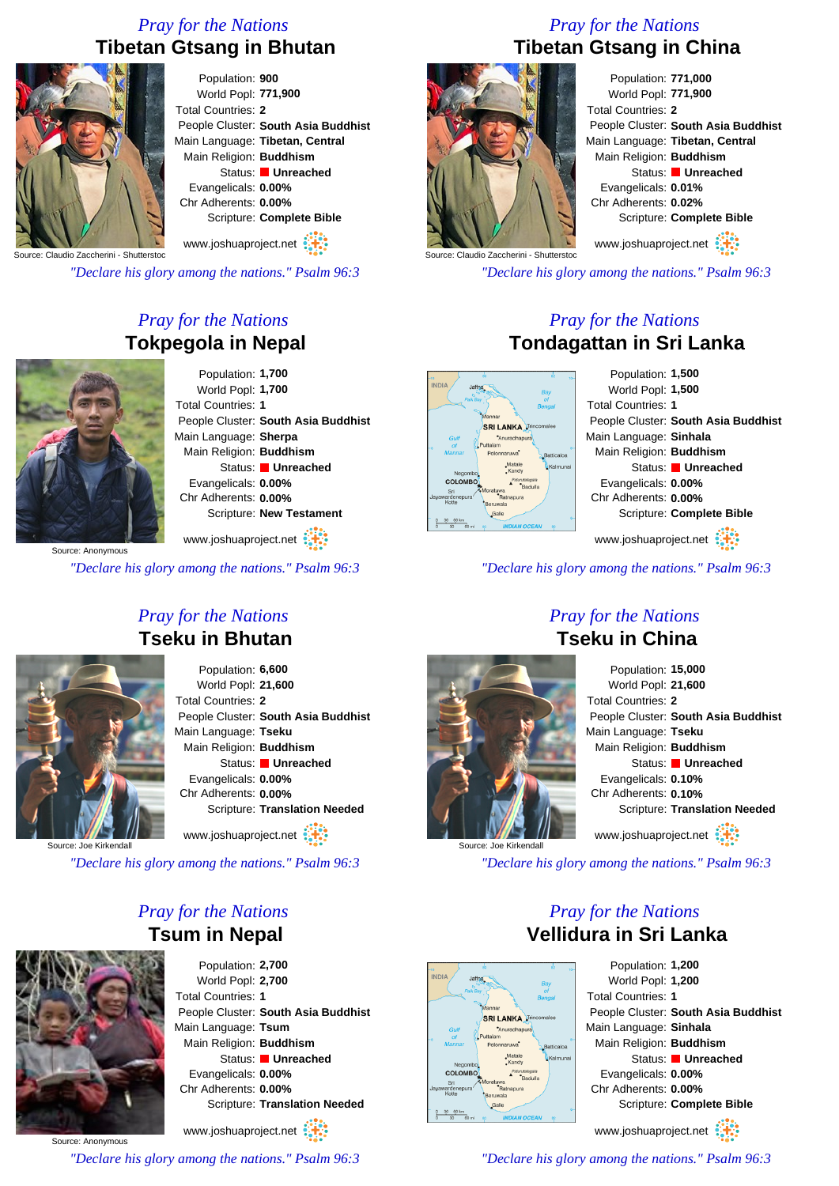## Pray for the Nations
# Tibetan Gtsang in Bhutan

Source: Claudio Zaccherini - Shutterstoc

Population: **900**
World Popl: **771,900**
Total Countries: **2**
People Cluster: **South Asia Buddhist**
Main Language: **Tibetan, Central**
Main Religion: **Buddhism**
Status: **Unreached**
Evangelicals: **0.00%**
Chr Adherents: **0.00%**
Scripture: **Complete Bible**

www.joshuaproject.net

*"Declare his glory among the nations." Psalm 96:3*

## Pray for the Nations
# Tibetan Gtsang in China

Source: Claudio Zaccherini - Shutterstoc

Population: **771,000**
World Popl: **771,900**
Total Countries: **2**
People Cluster: **South Asia Buddhist**
Main Language: **Tibetan, Central**
Main Religion: **Buddhism**
Status: **Unreached**
Evangelicals: **0.01%**
Chr Adherents: **0.02%**
Scripture: **Complete Bible**

www.joshuaproject.net

*"Declare his glory among the nations." Psalm 96:3*

## Pray for the Nations
# Tokpegola in Nepal

Source: Anonymous

Population: **1,700**
World Popl: **1,700**
Total Countries: **1**
People Cluster: **South Asia Buddhist**
Main Language: **Sherpa**
Main Religion: **Buddhism**
Status: **Unreached**
Evangelicals: **0.00%**
Chr Adherents: **0.00%**
Scripture: **New Testament**

www.joshuaproject.net

*"Declare his glory among the nations." Psalm 96:3*

## Pray for the Nations
# Tondagattan in Sri Lanka

Population: **1,500**
World Popl: **1,500**
Total Countries: **1**
People Cluster: **South Asia Buddhist**
Main Language: **Sinhala**
Main Religion: **Buddhism**
Status: **Unreached**
Evangelicals: **0.00%**
Chr Adherents: **0.00%**
Scripture: **Complete Bible**

www.joshuaproject.net

*"Declare his glory among the nations." Psalm 96:3*

## Pray for the Nations
# Tseku in Bhutan

Source: Joe Kirkendall

Population: **6,600**
World Popl: **21,600**
Total Countries: **2**
People Cluster: **South Asia Buddhist**
Main Language: **Tseku**
Main Religion: **Buddhism**
Status: **Unreached**
Evangelicals: **0.00%**
Chr Adherents: **0.00%**
Scripture: **Translation Needed**

www.joshuaproject.net

*"Declare his glory among the nations." Psalm 96:3*

## Pray for the Nations
# Tseku in China

Source: Joe Kirkendall

Population: **15,000**
World Popl: **21,600**
Total Countries: **2**
People Cluster: **South Asia Buddhist**
Main Language: **Tseku**
Main Religion: **Buddhism**
Status: **Unreached**
Evangelicals: **0.10%**
Chr Adherents: **0.10%**
Scripture: **Translation Needed**

www.joshuaproject.net

*"Declare his glory among the nations." Psalm 96:3*

## Pray for the Nations
# Tsum in Nepal

Source: Anonymous

Population: **2,700**
World Popl: **2,700**
Total Countries: **1**
People Cluster: **South Asia Buddhist**
Main Language: **Tsum**
Main Religion: **Buddhism**
Status: **Unreached**
Evangelicals: **0.00%**
Chr Adherents: **0.00%**
Scripture: **Translation Needed**

www.joshuaproject.net

*"Declare his glory among the nations." Psalm 96:3*

## Pray for the Nations
# Vellidura in Sri Lanka

Population: **1,200**
World Popl: **1,200**
Total Countries: **1**
People Cluster: **South Asia Buddhist**
Main Language: **Sinhala**
Main Religion: **Buddhism**
Status: **Unreached**
Evangelicals: **0.00%**
Chr Adherents: **0.00%**
Scripture: **Complete Bible**

www.joshuaproject.net

*"Declare his glory among the nations." Psalm 96:3*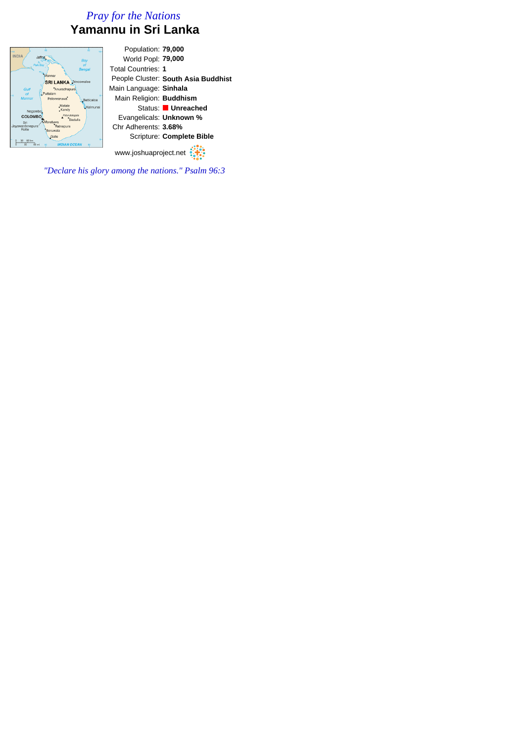*Pray for the Nations*

# Yamannu in Sri Lanka

| | |
|---|---|
| Population: | **79,000** |
| World Popl: | **79,000** |
| Total Countries: | **1** |
| People Cluster: | **South Asia Buddhist** |
| Main Language: | **Sinhala** |
| Main Religion: | **Buddhism** |
| Status: | **Unreached** |
| Evangelicals: | **Unknown %** |
| Chr Adherents: | **3.68%** |
| Scripture: | **Complete Bible** |

www.joshuaproject.net

*"Declare his glory among the nations." Psalm 96:3*